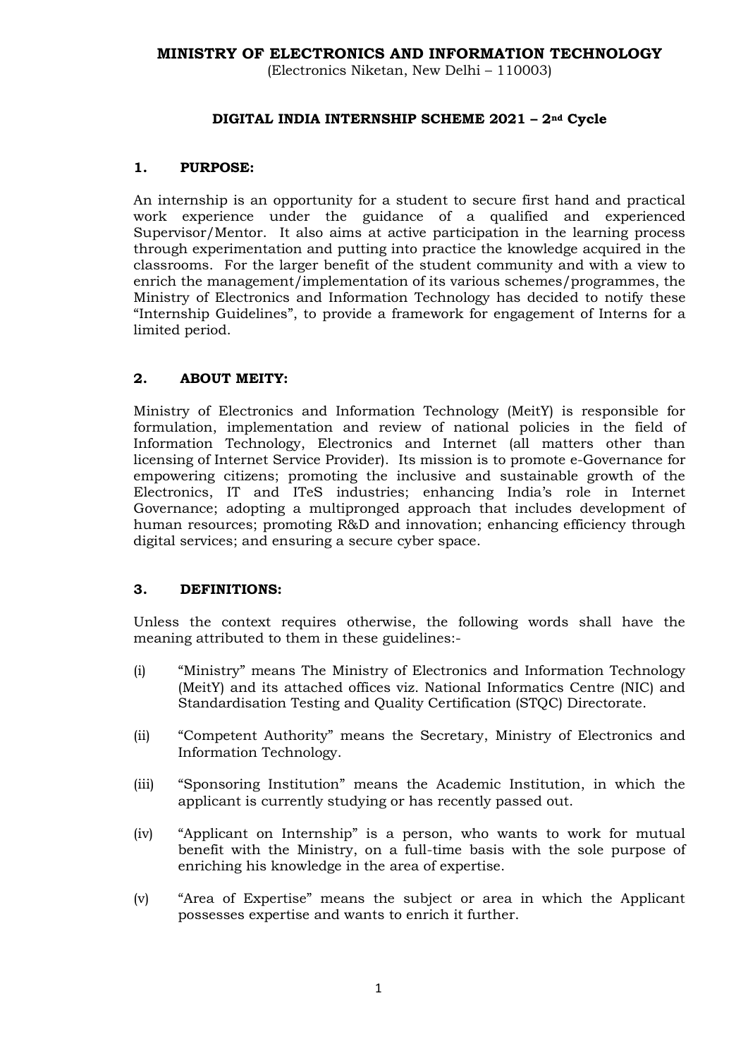# MINISTRY OF ELECTRONICS AND INFORMATION TECHNOLOGY

(Electronics Niketan, New Delhi – 110003)

## DIGITAL INDIA INTERNSHIP SCHEME 2021 – 2nd Cycle

### 1. PURPOSE:

An internship is an opportunity for a student to secure first hand and practical work experience under the guidance of a qualified and experienced Supervisor/Mentor. It also aims at active participation in the learning process through experimentation and putting into practice the knowledge acquired in the classrooms. For the larger benefit of the student community and with a view to enrich the management/implementation of its various schemes/programmes, the Ministry of Electronics and Information Technology has decided to notify these "Internship Guidelines", to provide a framework for engagement of Interns for a limited period.

### 2. ABOUT MEITY:

Ministry of Electronics and Information Technology (MeitY) is responsible for formulation, implementation and review of national policies in the field of Information Technology, Electronics and Internet (all matters other than licensing of Internet Service Provider). Its mission is to promote e-Governance for empowering citizens; promoting the inclusive and sustainable growth of the Electronics, IT and ITeS industries; enhancing India's role in Internet Governance; adopting a multipronged approach that includes development of human resources; promoting R&D and innovation; enhancing efficiency through digital services; and ensuring a secure cyber space.

### 3. DEFINITIONS:

Unless the context requires otherwise, the following words shall have the meaning attributed to them in these guidelines:-

(i) "Ministry" means The Ministry of Electronics and Information Technology (MeitY) and its attached offices viz. National Informatics Centre (NIC) and Standardisation Testing and Quality Certification (STQC) Directorate.

(ii) "Competent Authority" means the Secretary, Ministry of Electronics and Information Technology.

(iii) "Sponsoring Institution" means the Academic Institution, in which the applicant is currently studying or has recently passed out.

(iv) "Applicant on Internship" is a person, who wants to work for mutual benefit with the Ministry, on a full-time basis with the sole purpose of enriching his knowledge in the area of expertise.

(v) "Area of Expertise" means the subject or area in which the Applicant possesses expertise and wants to enrich it further.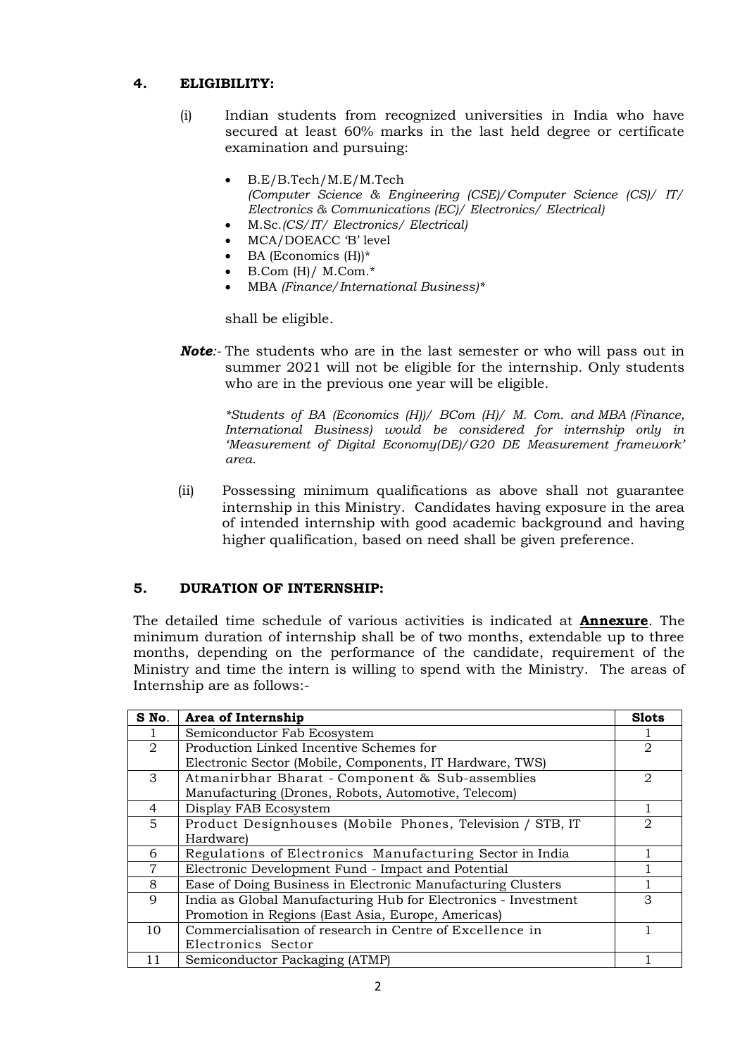## 4. ELIGIBILITY:

(i) Indian students from recognized universities in India who have secured at least 60% marks in the last held degree or certificate examination and pursuing:

- B.E/B.Tech/M.E/M.Tech *(Computer Science & Engineering (CSE)/Computer Science (CS)/ IT/ Electronics & Communications (EC)/ Electronics/ Electrical)*
- M.Sc.*(CS/IT/ Electronics/ Electrical)*
- MCA/DOEACC 'B' level
- BA (Economics (H))*
- B.Com (H)/ M.Com.*
- MBA *(Finance/International Business)**

shall be eligible.

***Note***:- The students who are in the last semester or who will pass out in summer 2021 will not be eligible for the internship. Only students who are in the previous one year will be eligible.

*\*Students of BA (Economics (H))/ BCom (H)/ M. Com. and MBA (Finance, International Business) would be considered for internship only in 'Measurement of Digital Economy(DE)/G20 DE Measurement framework' area.*

(ii) Possessing minimum qualifications as above shall not guarantee internship in this Ministry. Candidates having exposure in the area of intended internship with good academic background and having higher qualification, based on need shall be given preference.

## 5. DURATION OF INTERNSHIP:

The detailed time schedule of various activities is indicated at **Annexure**. The minimum duration of internship shall be of two months, extendable up to three months, depending on the performance of the candidate, requirement of the Ministry and time the intern is willing to spend with the Ministry. The areas of Internship are as follows:-

| S No. | Area of Internship | Slots |
|---|---|---|
| 1 | Semiconductor Fab Ecosystem | 1 |
| 2 | Production Linked Incentive Schemes for Electronic Sector (Mobile, Components, IT Hardware, TWS) | 2 |
| 3 | Atmanirbhar Bharat - Component & Sub-assemblies Manufacturing (Drones, Robots, Automotive, Telecom) | 2 |
| 4 | Display FAB Ecosystem | 1 |
| 5 | Product Designhouses (Mobile Phones, Television / STB, IT Hardware) | 2 |
| 6 | Regulations of Electronics Manufacturing Sector in India | 1 |
| 7 | Electronic Development Fund - Impact and Potential | 1 |
| 8 | Ease of Doing Business in Electronic Manufacturing Clusters | 1 |
| 9 | India as Global Manufacturing Hub for Electronics - Investment Promotion in Regions (East Asia, Europe, Americas) | 3 |
| 10 | Commercialisation of research in Centre of Excellence in Electronics Sector | 1 |
| 11 | Semiconductor Packaging (ATMP) | 1 |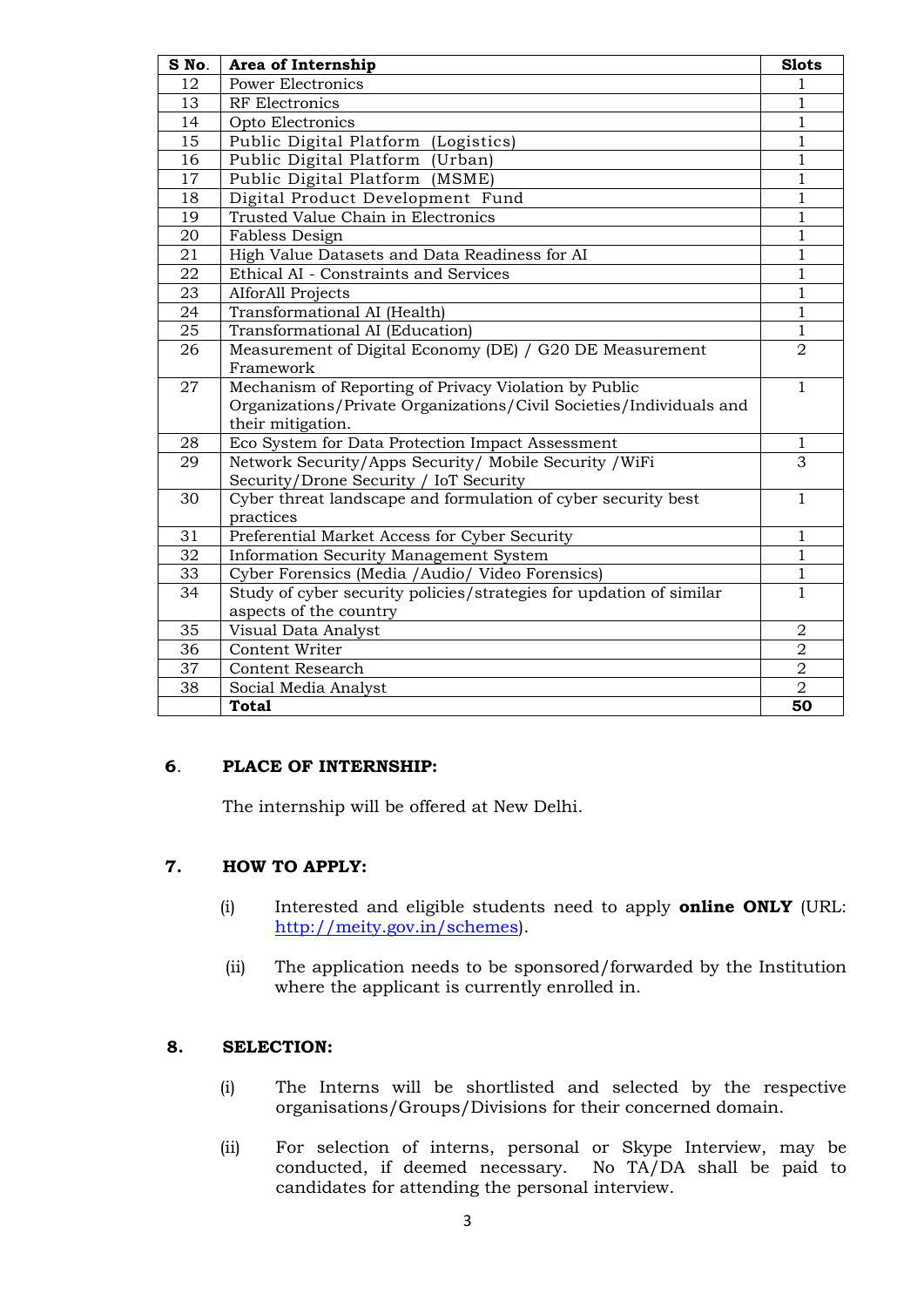| S No. | Area of Internship | Slots |
|---|---|---|
| 12 | Power Electronics | 1 |
| 13 | RF Electronics | 1 |
| 14 | Opto Electronics | 1 |
| 15 | Public Digital Platform (Logistics) | 1 |
| 16 | Public Digital Platform (Urban) | 1 |
| 17 | Public Digital Platform (MSME) | 1 |
| 18 | Digital Product Development Fund | 1 |
| 19 | Trusted Value Chain in Electronics | 1 |
| 20 | Fabless Design | 1 |
| 21 | High Value Datasets and Data Readiness for AI | 1 |
| 22 | Ethical AI - Constraints and Services | 1 |
| 23 | AIforAll Projects | 1 |
| 24 | Transformational AI (Health) | 1 |
| 25 | Transformational AI (Education) | 1 |
| 26 | Measurement of Digital Economy (DE) / G20 DE Measurement Framework | 2 |
| 27 | Mechanism of Reporting of Privacy Violation by Public Organizations/Private Organizations/Civil Societies/Individuals and their mitigation. | 1 |
| 28 | Eco System for Data Protection Impact Assessment | 1 |
| 29 | Network Security/Apps Security/ Mobile Security /WiFi Security/Drone Security / IoT Security | 3 |
| 30 | Cyber threat landscape and formulation of cyber security best practices | 1 |
| 31 | Preferential Market Access for Cyber Security | 1 |
| 32 | Information Security Management System | 1 |
| 33 | Cyber Forensics (Media /Audio/ Video Forensics) | 1 |
| 34 | Study of cyber security policies/strategies for updation of similar aspects of the country | 1 |
| 35 | Visual Data Analyst | 2 |
| 36 | Content Writer | 2 |
| 37 | Content Research | 2 |
| 38 | Social Media Analyst | 2 |
| | **Total** | **50** |

## 6. PLACE OF INTERNSHIP:

The internship will be offered at New Delhi.

## 7. HOW TO APPLY:

(i) Interested and eligible students need to apply **online ONLY** (URL: http://meity.gov.in/schemes).

(ii) The application needs to be sponsored/forwarded by the Institution where the applicant is currently enrolled in.

## 8. SELECTION:

(i) The Interns will be shortlisted and selected by the respective organisations/Groups/Divisions for their concerned domain.

(ii) For selection of interns, personal or Skype Interview, may be conducted, if deemed necessary. No TA/DA shall be paid to candidates for attending the personal interview.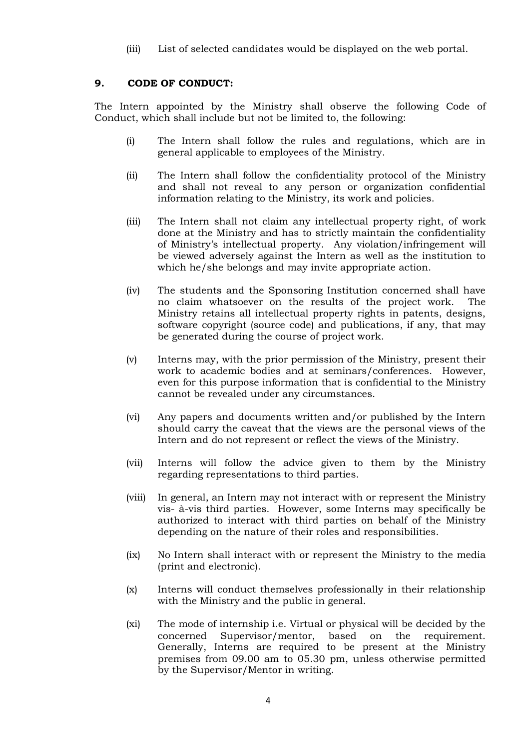(iii) List of selected candidates would be displayed on the web portal.

## 9. CODE OF CONDUCT:

The Intern appointed by the Ministry shall observe the following Code of Conduct, which shall include but not be limited to, the following:

(i) The Intern shall follow the rules and regulations, which are in general applicable to employees of the Ministry.

(ii) The Intern shall follow the confidentiality protocol of the Ministry and shall not reveal to any person or organization confidential information relating to the Ministry, its work and policies.

(iii) The Intern shall not claim any intellectual property right, of work done at the Ministry and has to strictly maintain the confidentiality of Ministry's intellectual property. Any violation/infringement will be viewed adversely against the Intern as well as the institution to which he/she belongs and may invite appropriate action.

(iv) The students and the Sponsoring Institution concerned shall have no claim whatsoever on the results of the project work. The Ministry retains all intellectual property rights in patents, designs, software copyright (source code) and publications, if any, that may be generated during the course of project work.

(v) Interns may, with the prior permission of the Ministry, present their work to academic bodies and at seminars/conferences. However, even for this purpose information that is confidential to the Ministry cannot be revealed under any circumstances.

(vi) Any papers and documents written and/or published by the Intern should carry the caveat that the views are the personal views of the Intern and do not represent or reflect the views of the Ministry.

(vii) Interns will follow the advice given to them by the Ministry regarding representations to third parties.

(viii) In general, an Intern may not interact with or represent the Ministry vis- à-vis third parties. However, some Interns may specifically be authorized to interact with third parties on behalf of the Ministry depending on the nature of their roles and responsibilities.

(ix) No Intern shall interact with or represent the Ministry to the media (print and electronic).

(x) Interns will conduct themselves professionally in their relationship with the Ministry and the public in general.

(xi) The mode of internship i.e. Virtual or physical will be decided by the concerned Supervisor/mentor, based on the requirement. Generally, Interns are required to be present at the Ministry premises from 09.00 am to 05.30 pm, unless otherwise permitted by the Supervisor/Mentor in writing.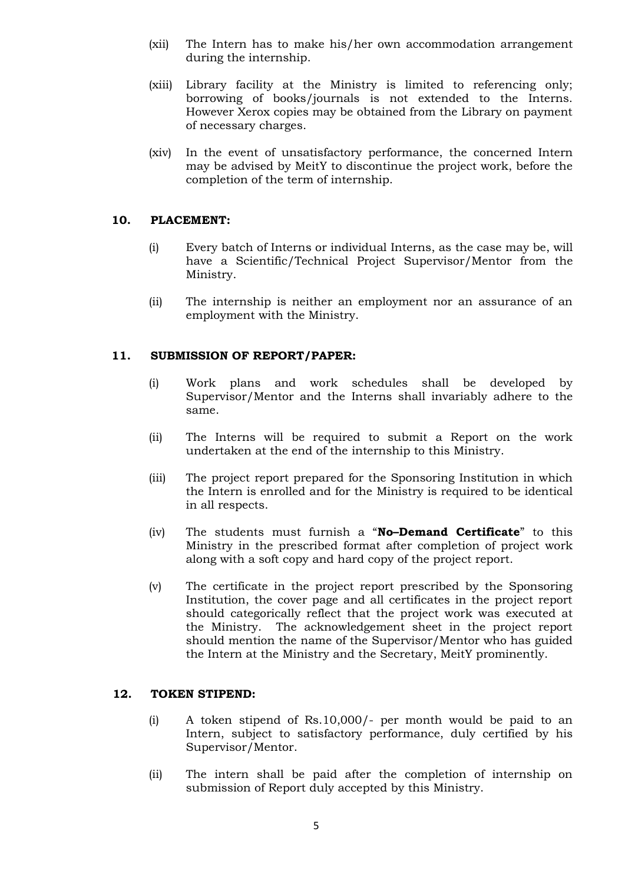(xii) The Intern has to make his/her own accommodation arrangement during the internship.

(xiii) Library facility at the Ministry is limited to referencing only; borrowing of books/journals is not extended to the Interns. However Xerox copies may be obtained from the Library on payment of necessary charges.

(xiv) In the event of unsatisfactory performance, the concerned Intern may be advised by MeitY to discontinue the project work, before the completion of the term of internship.

**10. PLACEMENT:**

(i) Every batch of Interns or individual Interns, as the case may be, will have a Scientific/Technical Project Supervisor/Mentor from the Ministry.

(ii) The internship is neither an employment nor an assurance of an employment with the Ministry.

**11. SUBMISSION OF REPORT/PAPER:**

(i) Work plans and work schedules shall be developed by Supervisor/Mentor and the Interns shall invariably adhere to the same.

(ii) The Interns will be required to submit a Report on the work undertaken at the end of the internship to this Ministry.

(iii) The project report prepared for the Sponsoring Institution in which the Intern is enrolled and for the Ministry is required to be identical in all respects.

(iv) The students must furnish a "**No–Demand Certificate**" to this Ministry in the prescribed format after completion of project work along with a soft copy and hard copy of the project report.

(v) The certificate in the project report prescribed by the Sponsoring Institution, the cover page and all certificates in the project report should categorically reflect that the project work was executed at the Ministry. The acknowledgement sheet in the project report should mention the name of the Supervisor/Mentor who has guided the Intern at the Ministry and the Secretary, MeitY prominently.

**12. TOKEN STIPEND:**

(i) A token stipend of Rs.10,000/- per month would be paid to an Intern, subject to satisfactory performance, duly certified by his Supervisor/Mentor.

(ii) The intern shall be paid after the completion of internship on submission of Report duly accepted by this Ministry.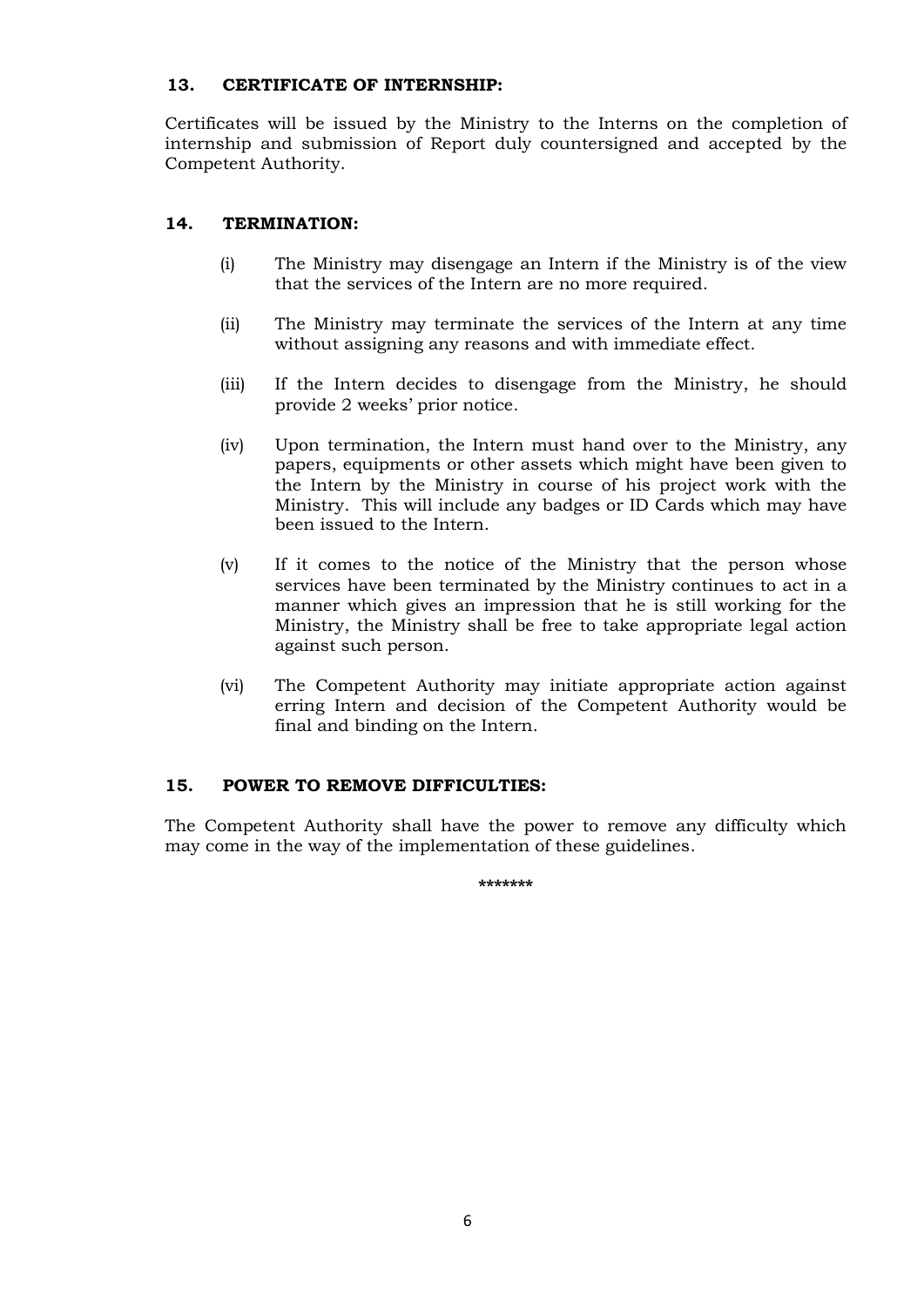## 13. CERTIFICATE OF INTERNSHIP:

Certificates will be issued by the Ministry to the Interns on the completion of internship and submission of Report duly countersigned and accepted by the Competent Authority.

## 14. TERMINATION:

(i) The Ministry may disengage an Intern if the Ministry is of the view that the services of the Intern are no more required.

(ii) The Ministry may terminate the services of the Intern at any time without assigning any reasons and with immediate effect.

(iii) If the Intern decides to disengage from the Ministry, he should provide 2 weeks' prior notice.

(iv) Upon termination, the Intern must hand over to the Ministry, any papers, equipments or other assets which might have been given to the Intern by the Ministry in course of his project work with the Ministry. This will include any badges or ID Cards which may have been issued to the Intern.

(v) If it comes to the notice of the Ministry that the person whose services have been terminated by the Ministry continues to act in a manner which gives an impression that he is still working for the Ministry, the Ministry shall be free to take appropriate legal action against such person.

(vi) The Competent Authority may initiate appropriate action against erring Intern and decision of the Competent Authority would be final and binding on the Intern.

## 15. POWER TO REMOVE DIFFICULTIES:

The Competent Authority shall have the power to remove any difficulty which may come in the way of the implementation of these guidelines.

*******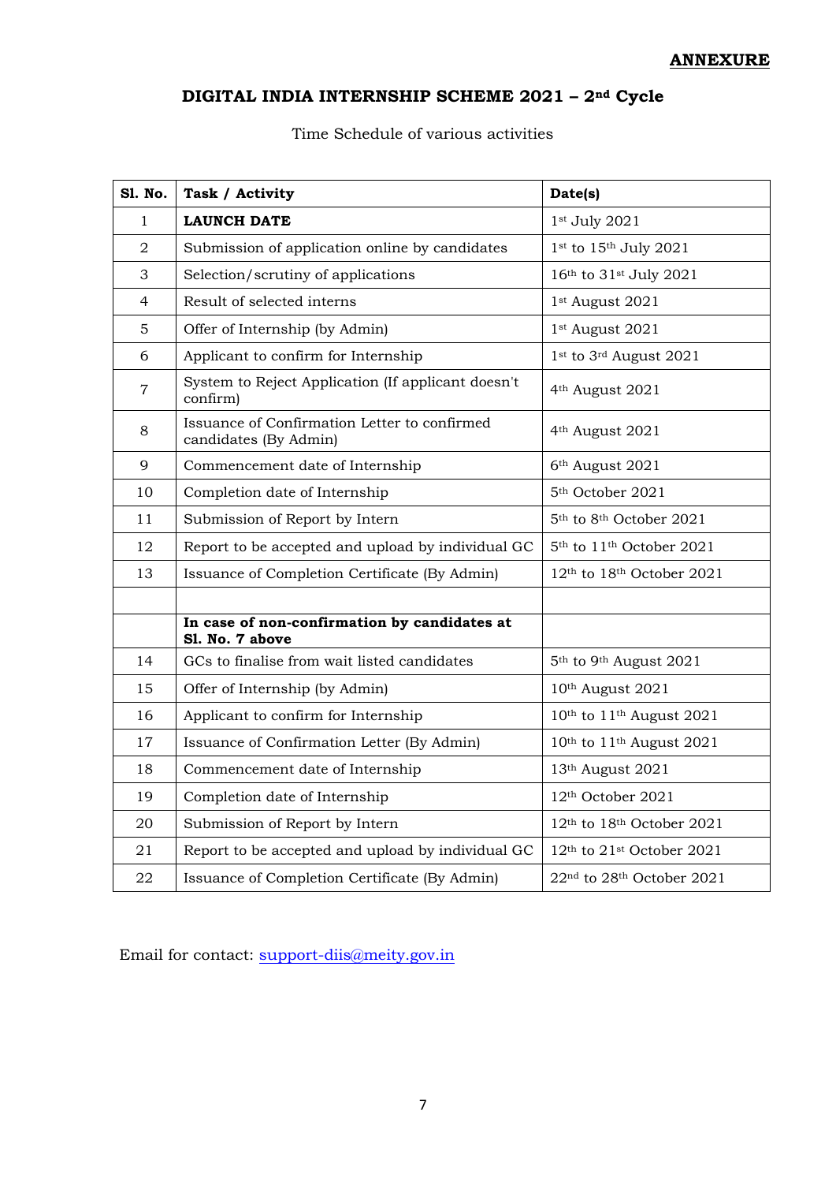**ANNEXURE**

## DIGITAL INDIA INTERNSHIP SCHEME 2021 – 2nd Cycle

Time Schedule of various activities

| Sl. No. | Task / Activity | Date(s) |
|---|---|---|
| 1 | **LAUNCH DATE** | 1st July 2021 |
| 2 | Submission of application online by candidates | 1st to 15th July 2021 |
| 3 | Selection/scrutiny of applications | 16th to 31st July 2021 |
| 4 | Result of selected interns | 1st August 2021 |
| 5 | Offer of Internship (by Admin) | 1st August 2021 |
| 6 | Applicant to confirm for Internship | 1st to 3rd August 2021 |
| 7 | System to Reject Application (If applicant doesn't confirm) | 4th August 2021 |
| 8 | Issuance of Confirmation Letter to confirmed candidates (By Admin) | 4th August 2021 |
| 9 | Commencement date of Internship | 6th August 2021 |
| 10 | Completion date of Internship | 5th October 2021 |
| 11 | Submission of Report by Intern | 5th to 8th October 2021 |
| 12 | Report to be accepted and upload by individual GC | 5th to 11th October 2021 |
| 13 | Issuance of Completion Certificate (By Admin) | 12th to 18th October 2021 |
| | | |
| | **In case of non-confirmation by candidates at Sl. No. 7 above** | |
| 14 | GCs to finalise from wait listed candidates | 5th to 9th August 2021 |
| 15 | Offer of Internship (by Admin) | 10th August 2021 |
| 16 | Applicant to confirm for Internship | 10th to 11th August 2021 |
| 17 | Issuance of Confirmation Letter (By Admin) | 10th to 11th August 2021 |
| 18 | Commencement date of Internship | 13th August 2021 |
| 19 | Completion date of Internship | 12th October 2021 |
| 20 | Submission of Report by Intern | 12th to 18th October 2021 |
| 21 | Report to be accepted and upload by individual GC | 12th to 21st October 2021 |
| 22 | Issuance of Completion Certificate (By Admin) | 22nd to 28th October 2021 |

Email for contact: support-diis@meity.gov.in